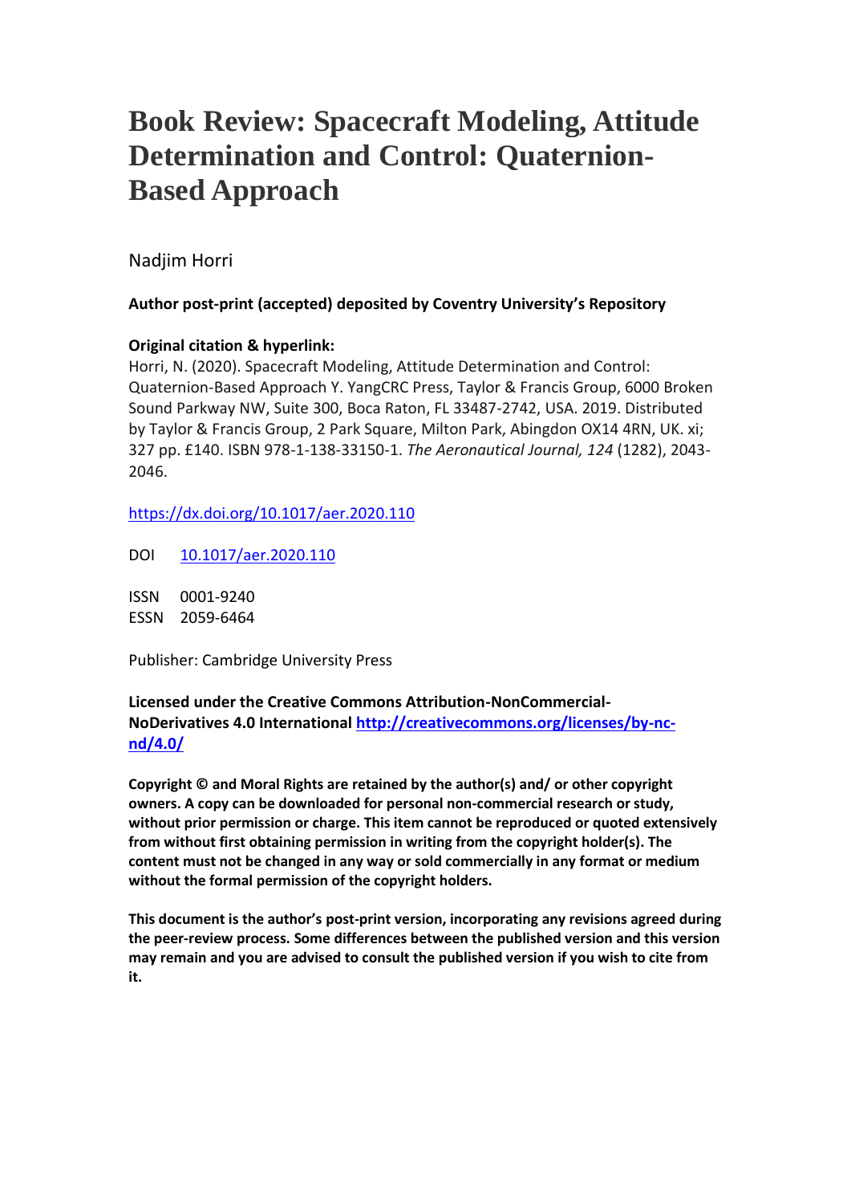# Book Review: Spacecraft Modeling, Attitude Determination and Control: Quaternion-Based Approach

Nadjim Horri

**Author post-print (accepted) deposited by Coventry University's Repository**

**Original citation & hyperlink:**

Horri, N. (2020). Spacecraft Modeling, Attitude Determination and Control: Quaternion-Based Approach Y. YangCRC Press, Taylor & Francis Group, 6000 Broken Sound Parkway NW, Suite 300, Boca Raton, FL 33487-2742, USA. 2019. Distributed by Taylor & Francis Group, 2 Park Square, Milton Park, Abingdon OX14 4RN, UK. xi; 327 pp. £140. ISBN 978-1-138-33150-1. *The Aeronautical Journal, 124* (1282), 2043-2046.

[https://dx.doi.org/10.1017/aer.2020.110](https://dx.doi.org/10.1017/aer.2020.110)

DOI [10.1017/aer.2020.110](https://dx.doi.org/10.1017/aer.2020.110)

ISSN 0001-9240
ESSN 2059-6464

Publisher: Cambridge University Press

**Licensed under the Creative Commons Attribution-NonCommercial-NoDerivatives 4.0 International [http://creativecommons.org/licenses/by-nc-nd/4.0/](http://creativecommons.org/licenses/by-nc-nd/4.0/)**

**Copyright © and Moral Rights are retained by the author(s) and/ or other copyright owners. A copy can be downloaded for personal non-commercial research or study, without prior permission or charge. This item cannot be reproduced or quoted extensively from without first obtaining permission in writing from the copyright holder(s). The content must not be changed in any way or sold commercially in any format or medium without the formal permission of the copyright holders.**

**This document is the author's post-print version, incorporating any revisions agreed during the peer-review process. Some differences between the published version and this version may remain and you are advised to consult the published version if you wish to cite from it.**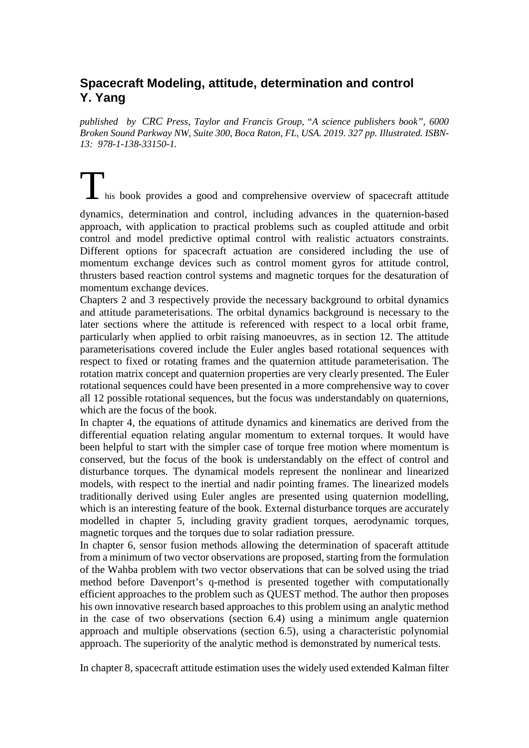## Spacecraft Modeling, attitude, determination and control
## Y. Yang

*published by CRC Press, Taylor and Francis Group, "A science publishers book", 6000 Broken Sound Parkway NW, Suite 300, Boca Raton, FL, USA. 2019. 327 pp. Illustrated. ISBN-13: 978-1-138-33150-1.*

This book provides a good and comprehensive overview of spacecraft attitude dynamics, determination and control, including advances in the quaternion-based approach, with application to practical problems such as coupled attitude and orbit control and model predictive optimal control with realistic actuators constraints. Different options for spacecraft actuation are considered including the use of momentum exchange devices such as control moment gyros for attitude control, thrusters based reaction control systems and magnetic torques for the desaturation of momentum exchange devices.

Chapters 2 and 3 respectively provide the necessary background to orbital dynamics and attitude parameterisations. The orbital dynamics background is necessary to the later sections where the attitude is referenced with respect to a local orbit frame, particularly when applied to orbit raising manoeuvres, as in section 12. The attitude parameterisations covered include the Euler angles based rotational sequences with respect to fixed or rotating frames and the quaternion attitude parameterisation. The rotation matrix concept and quaternion properties are very clearly presented. The Euler rotational sequences could have been presented in a more comprehensive way to cover all 12 possible rotational sequences, but the focus was understandably on quaternions, which are the focus of the book.

In chapter 4, the equations of attitude dynamics and kinematics are derived from the differential equation relating angular momentum to external torques. It would have been helpful to start with the simpler case of torque free motion where momentum is conserved, but the focus of the book is understandably on the effect of control and disturbance torques. The dynamical models represent the nonlinear and linearized models, with respect to the inertial and nadir pointing frames. The linearized models traditionally derived using Euler angles are presented using quaternion modelling, which is an interesting feature of the book. External disturbance torques are accurately modelled in chapter 5, including gravity gradient torques, aerodynamic torques, magnetic torques and the torques due to solar radiation pressure.

In chapter 6, sensor fusion methods allowing the determination of spaceraft attitude from a minimum of two vector observations are proposed, starting from the formulation of the Wahba problem with two vector observations that can be solved using the triad method before Davenport's q-method is presented together with computationally efficient approaches to the problem such as QUEST method. The author then proposes his own innovative research based approaches to this problem using an analytic method in the case of two observations (section 6.4) using a minimum angle quaternion approach and multiple observations (section 6.5), using a characteristic polynomial approach. The superiority of the analytic method is demonstrated by numerical tests.

In chapter 8, spacecraft attitude estimation uses the widely used extended Kalman filter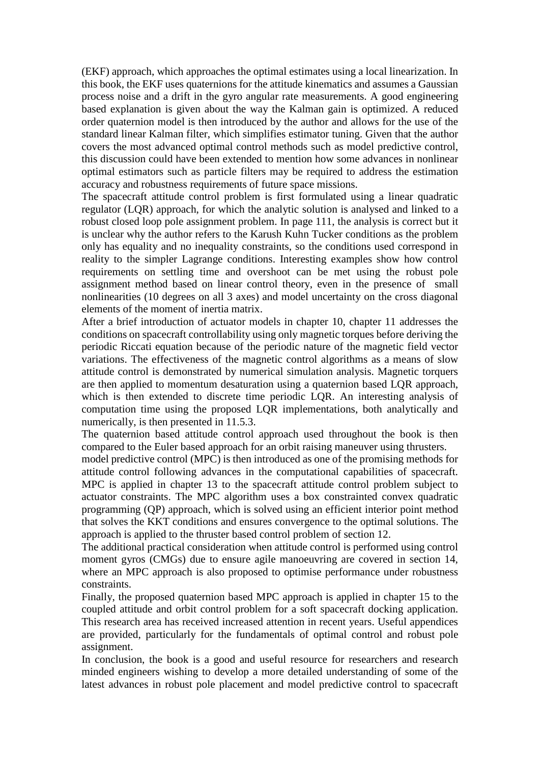(EKF) approach, which approaches the optimal estimates using a local linearization. In this book, the EKF uses quaternions for the attitude kinematics and assumes a Gaussian process noise and a drift in the gyro angular rate measurements. A good engineering based explanation is given about the way the Kalman gain is optimized. A reduced order quaternion model is then introduced by the author and allows for the use of the standard linear Kalman filter, which simplifies estimator tuning. Given that the author covers the most advanced optimal control methods such as model predictive control, this discussion could have been extended to mention how some advances in nonlinear optimal estimators such as particle filters may be required to address the estimation accuracy and robustness requirements of future space missions.

The spacecraft attitude control problem is first formulated using a linear quadratic regulator (LQR) approach, for which the analytic solution is analysed and linked to a robust closed loop pole assignment problem. In page 111, the analysis is correct but it is unclear why the author refers to the Karush Kuhn Tucker conditions as the problem only has equality and no inequality constraints, so the conditions used correspond in reality to the simpler Lagrange conditions. Interesting examples show how control requirements on settling time and overshoot can be met using the robust pole assignment method based on linear control theory, even in the presence of small nonlinearities (10 degrees on all 3 axes) and model uncertainty on the cross diagonal elements of the moment of inertia matrix.

After a brief introduction of actuator models in chapter 10, chapter 11 addresses the conditions on spacecraft controllability using only magnetic torques before deriving the periodic Riccati equation because of the periodic nature of the magnetic field vector variations. The effectiveness of the magnetic control algorithms as a means of slow attitude control is demonstrated by numerical simulation analysis. Magnetic torquers are then applied to momentum desaturation using a quaternion based LQR approach, which is then extended to discrete time periodic LQR. An interesting analysis of computation time using the proposed LQR implementations, both analytically and numerically, is then presented in 11.5.3.

The quaternion based attitude control approach used throughout the book is then compared to the Euler based approach for an orbit raising maneuver using thrusters.

model predictive control (MPC) is then introduced as one of the promising methods for attitude control following advances in the computational capabilities of spacecraft. MPC is applied in chapter 13 to the spacecraft attitude control problem subject to actuator constraints. The MPC algorithm uses a box constrainted convex quadratic programming (QP) approach, which is solved using an efficient interior point method that solves the KKT conditions and ensures convergence to the optimal solutions. The approach is applied to the thruster based control problem of section 12.

The additional practical consideration when attitude control is performed using control moment gyros (CMGs) due to ensure agile manoeuvring are covered in section 14, where an MPC approach is also proposed to optimise performance under robustness constraints.

Finally, the proposed quaternion based MPC approach is applied in chapter 15 to the coupled attitude and orbit control problem for a soft spacecraft docking application. This research area has received increased attention in recent years. Useful appendices are provided, particularly for the fundamentals of optimal control and robust pole assignment.

In conclusion, the book is a good and useful resource for researchers and research minded engineers wishing to develop a more detailed understanding of some of the latest advances in robust pole placement and model predictive control to spacecraft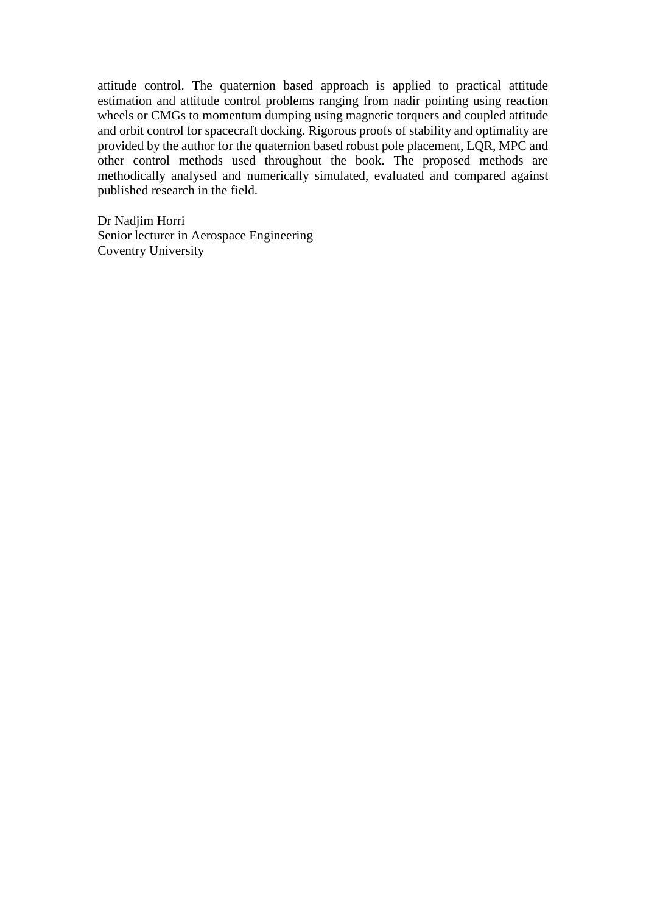attitude control. The quaternion based approach is applied to practical attitude estimation and attitude control problems ranging from nadir pointing using reaction wheels or CMGs to momentum dumping using magnetic torquers and coupled attitude and orbit control for spacecraft docking. Rigorous proofs of stability and optimality are provided by the author for the quaternion based robust pole placement, LQR, MPC and other control methods used throughout the book. The proposed methods are methodically analysed and numerically simulated, evaluated and compared against published research in the field.

Dr Nadjim Horri
Senior lecturer in Aerospace Engineering
Coventry University